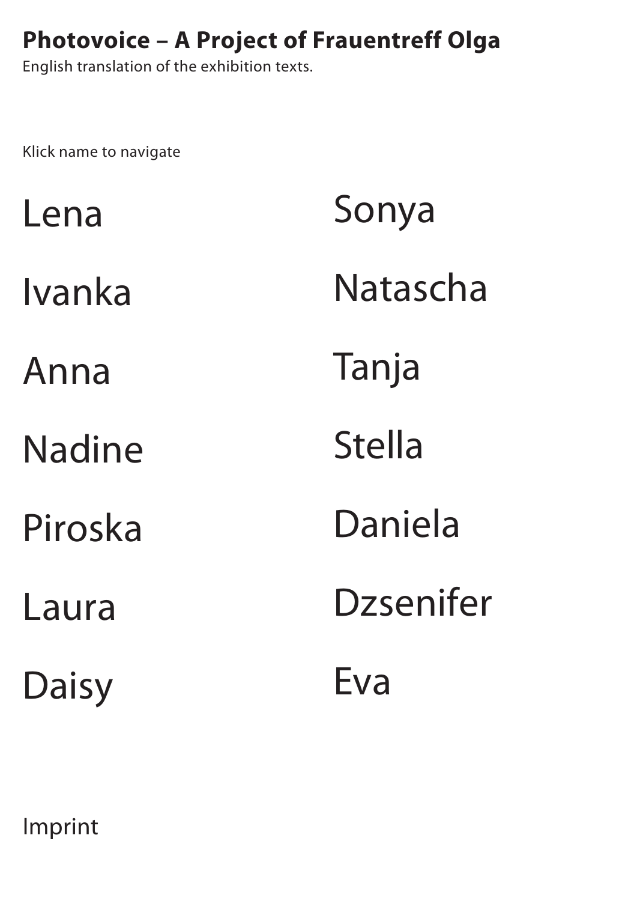# Photovoice – A Project of Frauentreff Olga

English translation of the exhibition texts.

Klick name to navigate

Lena

Ivanka

Anna

Nadine

Piroska

Laura

Daisy

Sonya

Natascha

Tanja

Stella

Daniela

Dzsenifer

Eva

Imprint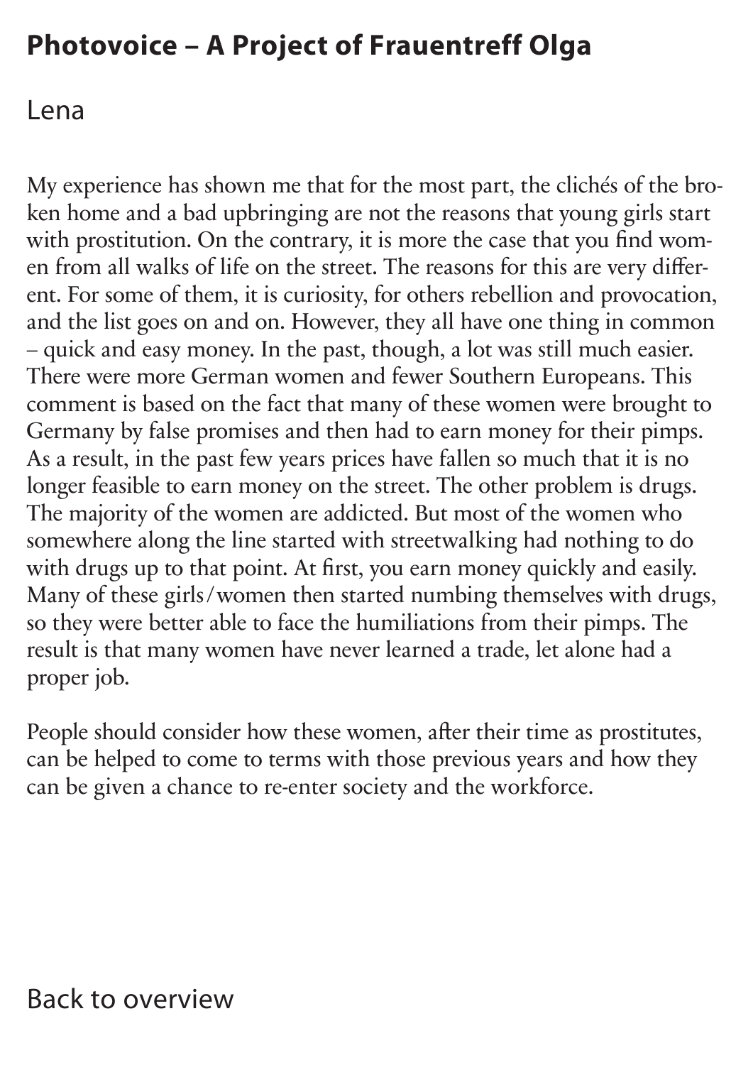# Photovoice – A Project of Frauentreff Olga

## Lena

My experience has shown me that for the most part, the clichés of the broken home and a bad upbringing are not the reasons that young girls start with prostitution. On the contrary, it is more the case that you find women from all walks of life on the street. The reasons for this are very different. For some of them, it is curiosity, for others rebellion and provocation, and the list goes on and on. However, they all have one thing in common – quick and easy money. In the past, though, a lot was still much easier. There were more German women and fewer Southern Europeans. This comment is based on the fact that many of these women were brought to Germany by false promises and then had to earn money for their pimps. As a result, in the past few years prices have fallen so much that it is no longer feasible to earn money on the street. The other problem is drugs. The majority of the women are addicted. But most of the women who somewhere along the line started with streetwalking had nothing to do with drugs up to that point. At first, you earn money quickly and easily. Many of these girls/women then started numbing themselves with drugs, so they were better able to face the humiliations from their pimps. The result is that many women have never learned a trade, let alone had a proper job.

People should consider how these women, after their time as prostitutes, can be helped to come to terms with those previous years and how they can be given a chance to re-enter society and the workforce.

Back to overview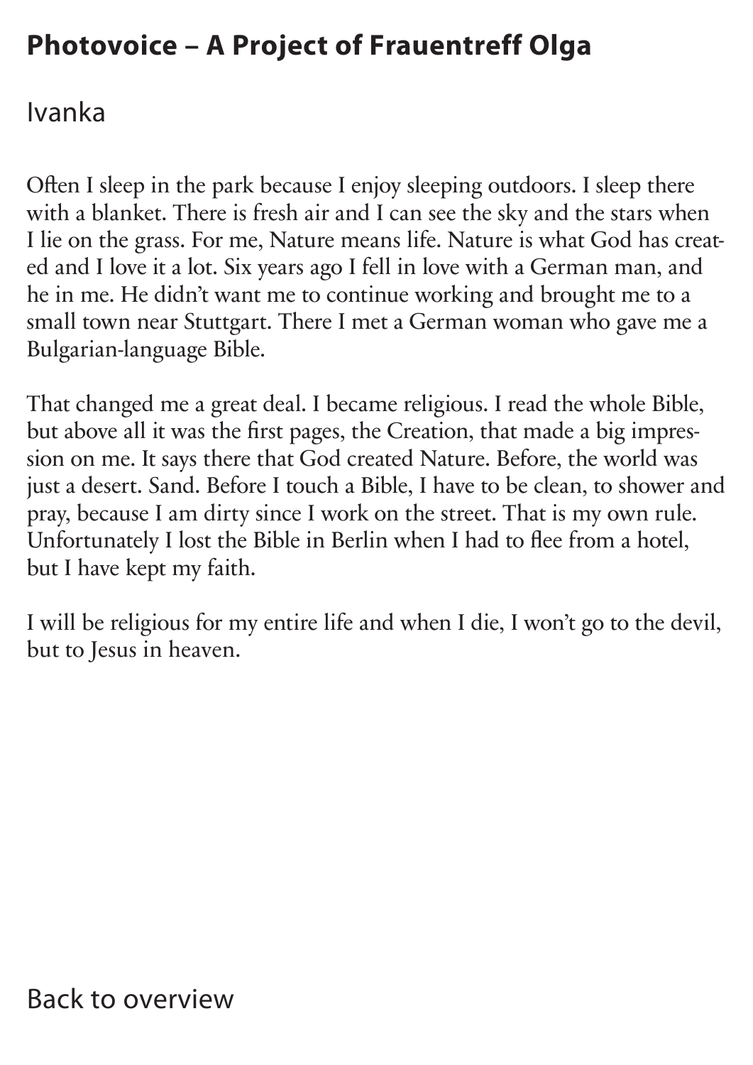# Photovoice – A Project of Frauentreff Olga

## Ivanka

Often I sleep in the park because I enjoy sleeping outdoors. I sleep there with a blanket. There is fresh air and I can see the sky and the stars when I lie on the grass. For me, Nature means life. Nature is what God has created and I love it a lot. Six years ago I fell in love with a German man, and he in me. He didn't want me to continue working and brought me to a small town near Stuttgart. There I met a German woman who gave me a Bulgarian-language Bible.

That changed me a great deal. I became religious. I read the whole Bible, but above all it was the first pages, the Creation, that made a big impression on me. It says there that God created Nature. Before, the world was just a desert. Sand. Before I touch a Bible, I have to be clean, to shower and pray, because I am dirty since I work on the street. That is my own rule. Unfortunately I lost the Bible in Berlin when I had to flee from a hotel, but I have kept my faith.

I will be religious for my entire life and when I die, I won't go to the devil, but to Jesus in heaven.

Back to overview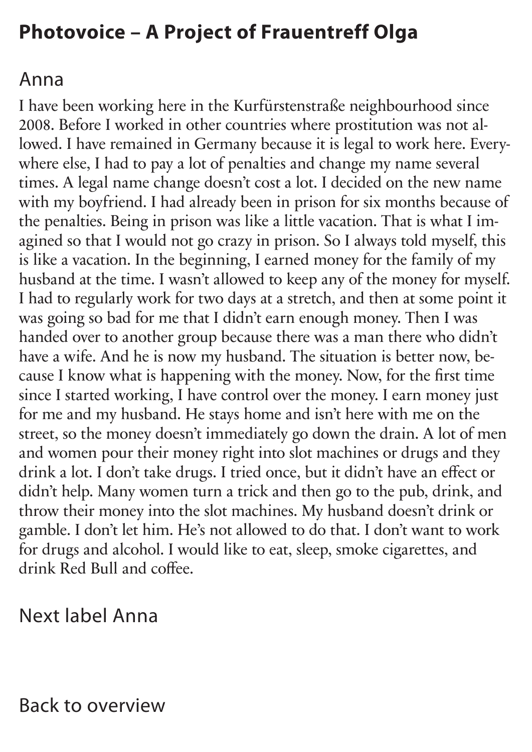# Photovoice – A Project of Frauentreff Olga

## Anna

I have been working here in the Kurfürstenstraße neighbourhood since 2008. Before I worked in other countries where prostitution was not allowed. I have remained in Germany because it is legal to work here. Everywhere else, I had to pay a lot of penalties and change my name several times. A legal name change doesn't cost a lot. I decided on the new name with my boyfriend. I had already been in prison for six months because of the penalties. Being in prison was like a little vacation. That is what I imagined so that I would not go crazy in prison. So I always told myself, this is like a vacation. In the beginning, I earned money for the family of my husband at the time. I wasn't allowed to keep any of the money for myself. I had to regularly work for two days at a stretch, and then at some point it was going so bad for me that I didn't earn enough money. Then I was handed over to another group because there was a man there who didn't have a wife. And he is now my husband. The situation is better now, because I know what is happening with the money. Now, for the first time since I started working, I have control over the money. I earn money just for me and my husband. He stays home and isn't here with me on the street, so the money doesn't immediately go down the drain. A lot of men and women pour their money right into slot machines or drugs and they drink a lot. I don't take drugs. I tried once, but it didn't have an effect or didn't help. Many women turn a trick and then go to the pub, drink, and throw their money into the slot machines. My husband doesn't drink or gamble. I don't let him. He's not allowed to do that. I don't want to work for drugs and alcohol. I would like to eat, sleep, smoke cigarettes, and drink Red Bull and coffee.

Next label Anna

Back to overview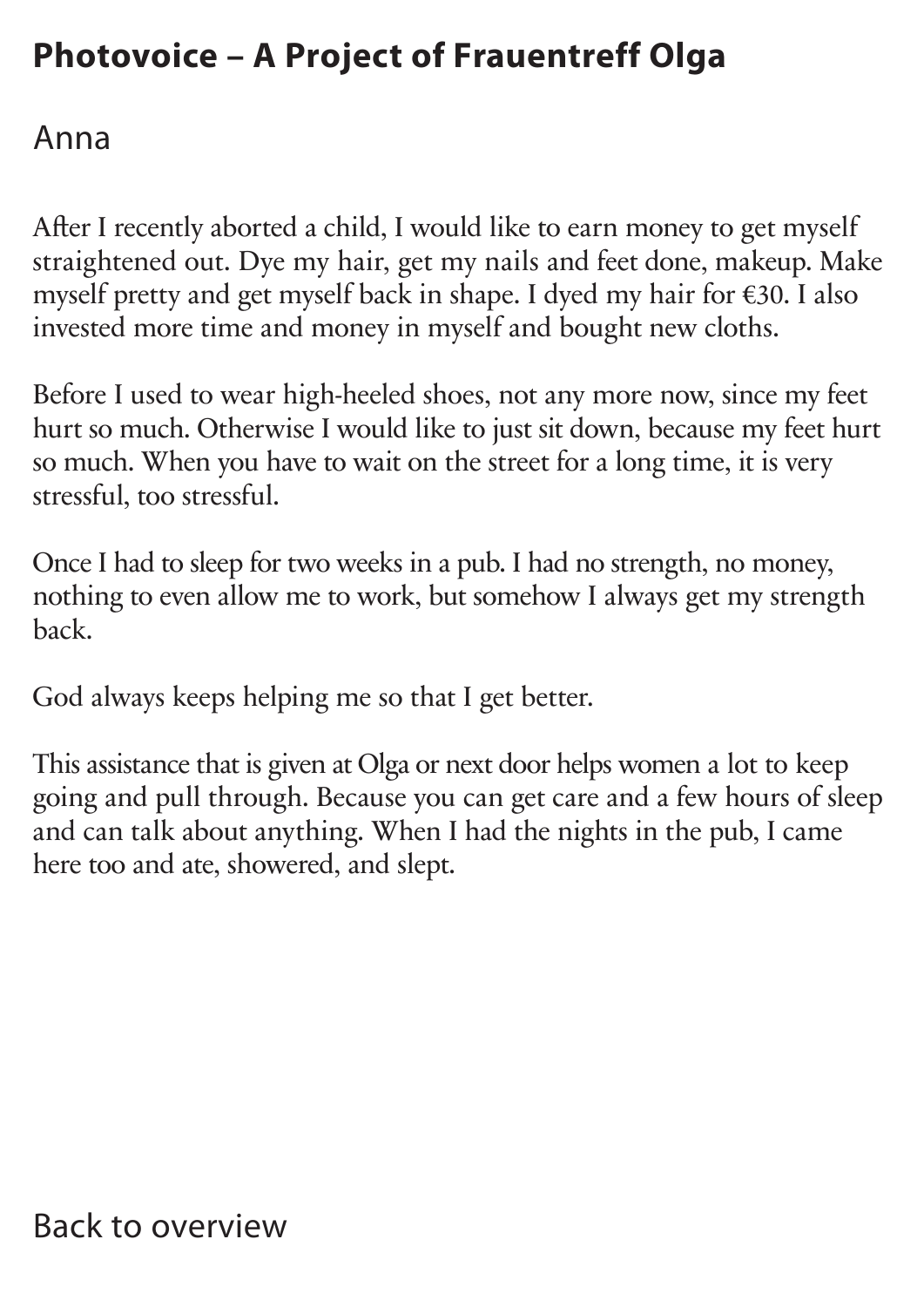# Photovoice – A Project of Frauentreff Olga

## Anna

After I recently aborted a child, I would like to earn money to get myself straightened out. Dye my hair, get my nails and feet done, makeup. Make myself pretty and get myself back in shape. I dyed my hair for €30. I also invested more time and money in myself and bought new cloths.

Before I used to wear high-heeled shoes, not any more now, since my feet hurt so much. Otherwise I would like to just sit down, because my feet hurt so much. When you have to wait on the street for a long time, it is very stressful, too stressful.

Once I had to sleep for two weeks in a pub. I had no strength, no money, nothing to even allow me to work, but somehow I always get my strength back.

God always keeps helping me so that I get better.

This assistance that is given at Olga or next door helps women a lot to keep going and pull through. Because you can get care and a few hours of sleep and can talk about anything. When I had the nights in the pub, I came here too and ate, showered, and slept.

Back to overview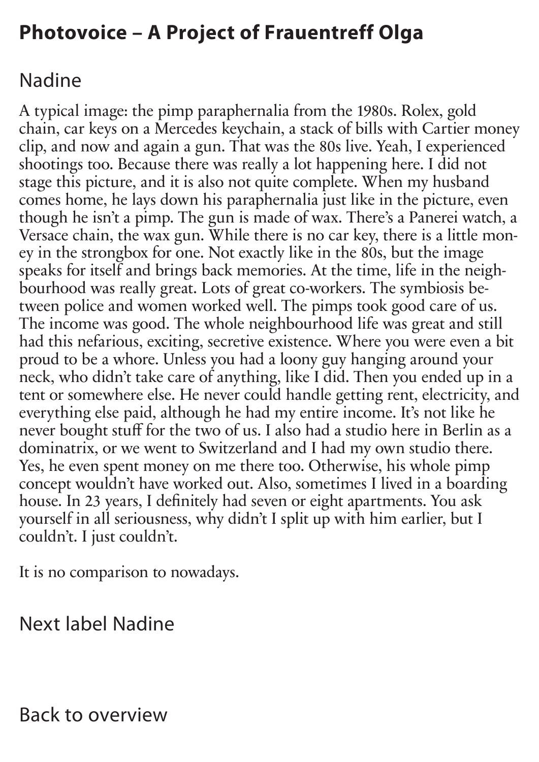# Photovoice – A Project of Frauentreff Olga

## Nadine

A typical image: the pimp paraphernalia from the 1980s. Rolex, gold chain, car keys on a Mercedes keychain, a stack of bills with Cartier money clip, and now and again a gun. That was the 80s live. Yeah, I experienced shootings too. Because there was really a lot happening here. I did not stage this picture, and it is also not quite complete. When my husband comes home, he lays down his paraphernalia just like in the picture, even though he isn't a pimp. The gun is made of wax. There's a Panerei watch, a Versace chain, the wax gun. While there is no car key, there is a little money in the strongbox for one. Not exactly like in the 80s, but the image speaks for itself and brings back memories. At the time, life in the neighbourhood was really great. Lots of great co-workers. The symbiosis between police and women worked well. The pimps took good care of us. The income was good. The whole neighbourhood life was great and still had this nefarious, exciting, secretive existence. Where you were even a bit proud to be a whore. Unless you had a loony guy hanging around your neck, who didn't take care of anything, like I did. Then you ended up in a tent or somewhere else. He never could handle getting rent, electricity, and everything else paid, although he had my entire income. It's not like he never bought stuff for the two of us. I also had a studio here in Berlin as a dominatrix, or we went to Switzerland and I had my own studio there. Yes, he even spent money on me there too. Otherwise, his whole pimp concept wouldn't have worked out. Also, sometimes I lived in a boarding house. In 23 years, I definitely had seven or eight apartments. You ask yourself in all seriousness, why didn't I split up with him earlier, but I couldn't. I just couldn't.

It is no comparison to nowadays.

Next label Nadine

Back to overview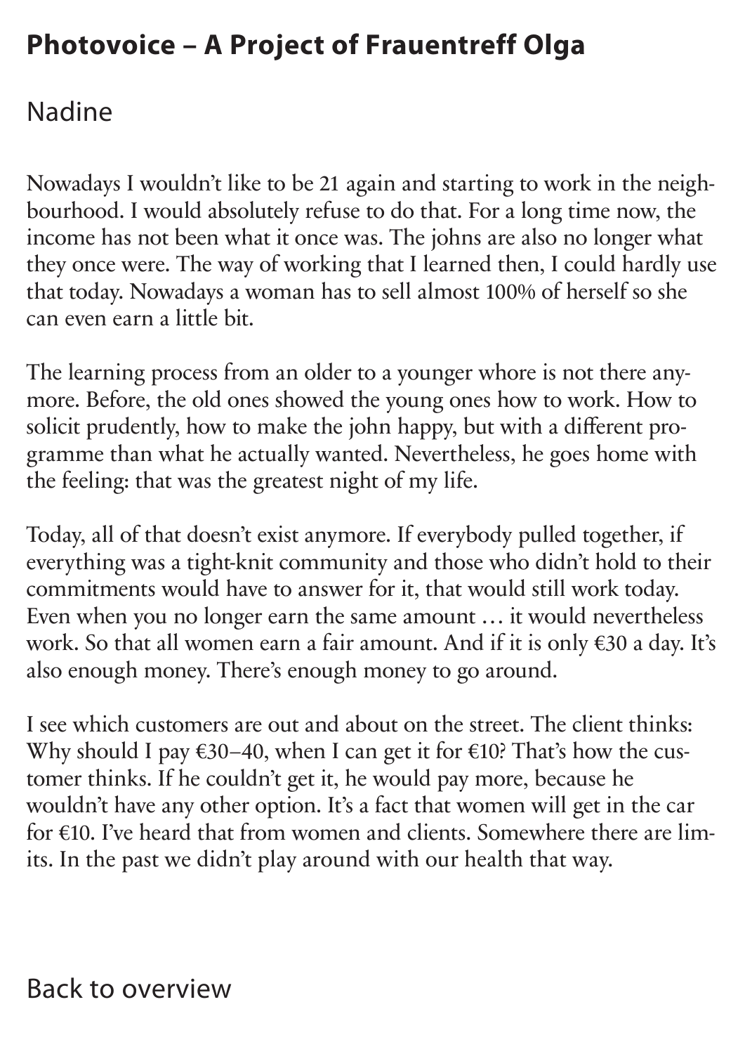# Photovoice – A Project of Frauentreff Olga

## Nadine

Nowadays I wouldn't like to be 21 again and starting to work in the neighbourhood. I would absolutely refuse to do that. For a long time now, the income has not been what it once was. The johns are also no longer what they once were. The way of working that I learned then, I could hardly use that today. Nowadays a woman has to sell almost 100% of herself so she can even earn a little bit.

The learning process from an older to a younger whore is not there anymore. Before, the old ones showed the young ones how to work. How to solicit prudently, how to make the john happy, but with a different programme than what he actually wanted. Nevertheless, he goes home with the feeling: that was the greatest night of my life.

Today, all of that doesn't exist anymore. If everybody pulled together, if everything was a tight-knit community and those who didn't hold to their commitments would have to answer for it, that would still work today. Even when you no longer earn the same amount … it would nevertheless work. So that all women earn a fair amount. And if it is only €30 a day. It's also enough money. There's enough money to go around.

I see which customers are out and about on the street. The client thinks: Why should I pay €30–40, when I can get it for €10? That's how the customer thinks. If he couldn't get it, he would pay more, because he wouldn't have any other option. It's a fact that women will get in the car for €10. I've heard that from women and clients. Somewhere there are limits. In the past we didn't play around with our health that way.

Back to overview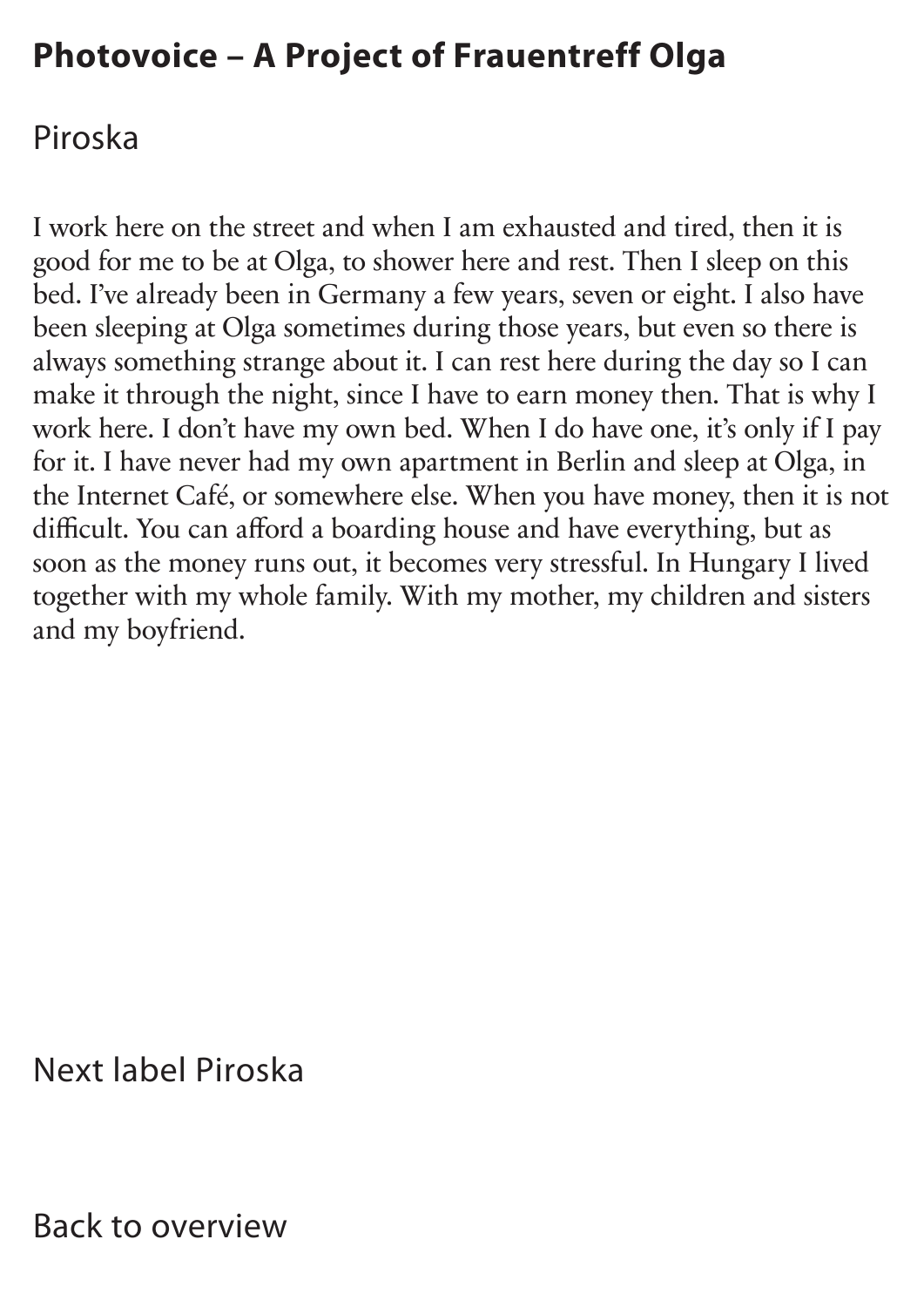# Photovoice – A Project of Frauentreff Olga

## Piroska

I work here on the street and when I am exhausted and tired, then it is good for me to be at Olga, to shower here and rest. Then I sleep on this bed. I've already been in Germany a few years, seven or eight. I also have been sleeping at Olga sometimes during those years, but even so there is always something strange about it. I can rest here during the day so I can make it through the night, since I have to earn money then. That is why I work here. I don't have my own bed. When I do have one, it's only if I pay for it. I have never had my own apartment in Berlin and sleep at Olga, in the Internet Café, or somewhere else. When you have money, then it is not difficult. You can afford a boarding house and have everything, but as soon as the money runs out, it becomes very stressful. In Hungary I lived together with my whole family. With my mother, my children and sisters and my boyfriend.

Next label Piroska

Back to overview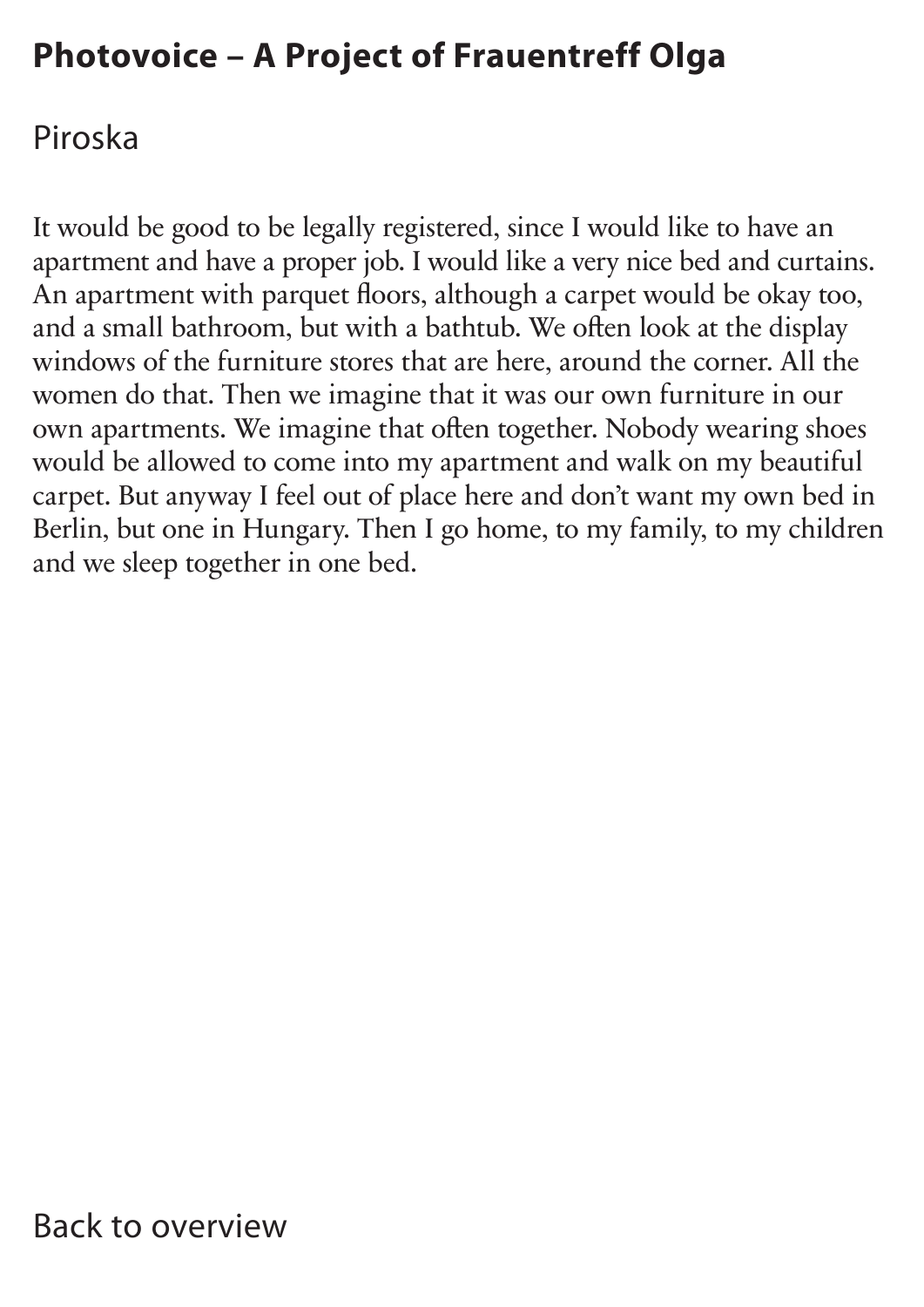# Photovoice – A Project of Frauentreff Olga

## Piroska

It would be good to be legally registered, since I would like to have an apartment and have a proper job. I would like a very nice bed and curtains. An apartment with parquet floors, although a carpet would be okay too, and a small bathroom, but with a bathtub. We often look at the display windows of the furniture stores that are here, around the corner. All the women do that. Then we imagine that it was our own furniture in our own apartments. We imagine that often together. Nobody wearing shoes would be allowed to come into my apartment and walk on my beautiful carpet. But anyway I feel out of place here and don't want my own bed in Berlin, but one in Hungary. Then I go home, to my family, to my children and we sleep together in one bed.

Back to overview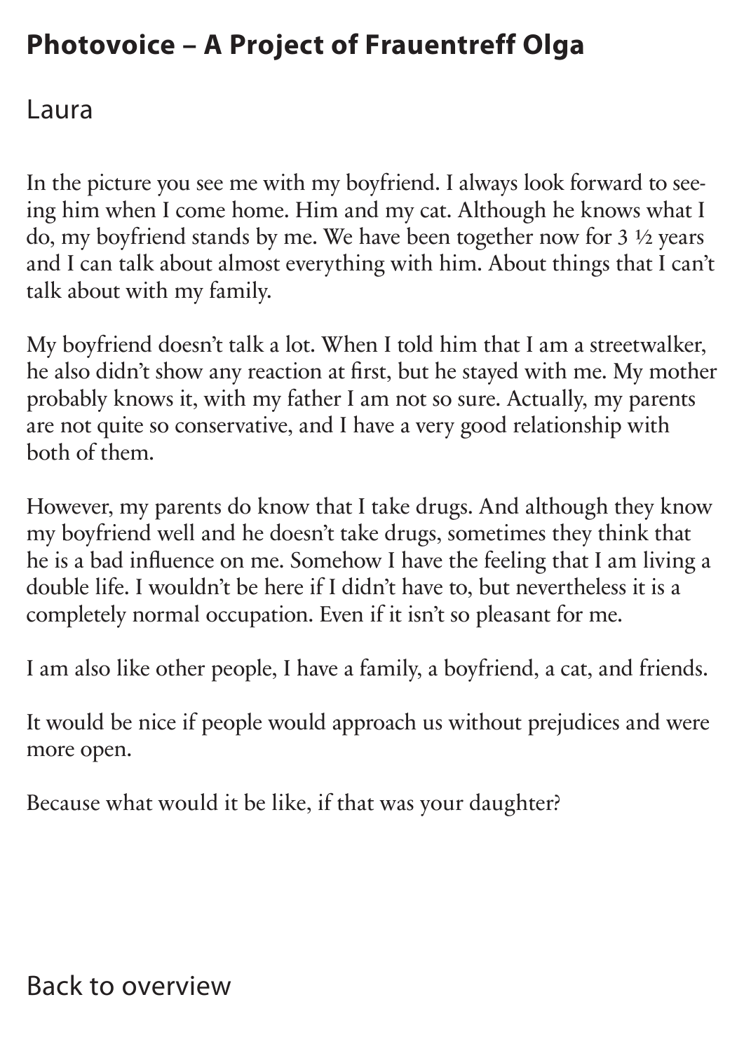# Photovoice – A Project of Frauentreff Olga

## Laura

In the picture you see me with my boyfriend. I always look forward to seeing him when I come home. Him and my cat. Although he knows what I do, my boyfriend stands by me. We have been together now for 3 ½ years and I can talk about almost everything with him. About things that I can't talk about with my family.

My boyfriend doesn't talk a lot. When I told him that I am a streetwalker, he also didn't show any reaction at first, but he stayed with me. My mother probably knows it, with my father I am not so sure. Actually, my parents are not quite so conservative, and I have a very good relationship with both of them.

However, my parents do know that I take drugs. And although they know my boyfriend well and he doesn't take drugs, sometimes they think that he is a bad influence on me. Somehow I have the feeling that I am living a double life. I wouldn't be here if I didn't have to, but nevertheless it is a completely normal occupation. Even if it isn't so pleasant for me.

I am also like other people, I have a family, a boyfriend, a cat, and friends.

It would be nice if people would approach us without prejudices and were more open.

Because what would it be like, if that was your daughter?

Back to overview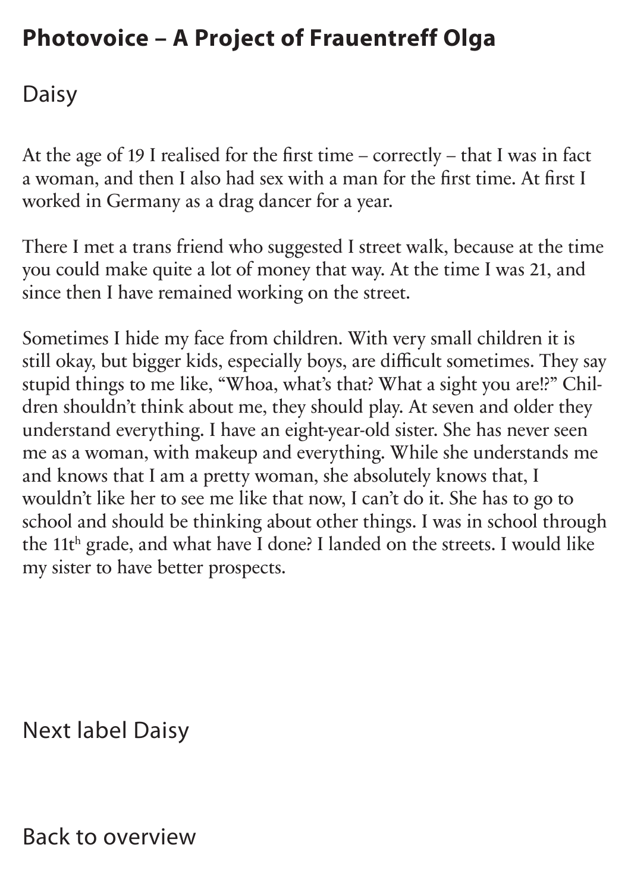# Photovoice – A Project of Frauentreff Olga

## Daisy

At the age of 19 I realised for the first time – correctly – that I was in fact a woman, and then I also had sex with a man for the first time. At first I worked in Germany as a drag dancer for a year.

There I met a trans friend who suggested I street walk, because at the time you could make quite a lot of money that way. At the time I was 21, and since then I have remained working on the street.

Sometimes I hide my face from children. With very small children it is still okay, but bigger kids, especially boys, are difficult sometimes. They say stupid things to me like, "Whoa, what's that? What a sight you are!?" Children shouldn't think about me, they should play. At seven and older they understand everything. I have an eight-year-old sister. She has never seen me as a woman, with makeup and everything. While she understands me and knows that I am a pretty woman, she absolutely knows that, I wouldn't like her to see me like that now, I can't do it. She has to go to school and should be thinking about other things. I was in school through the 11th grade, and what have I done? I landed on the streets. I would like my sister to have better prospects.

Next label Daisy

Back to overview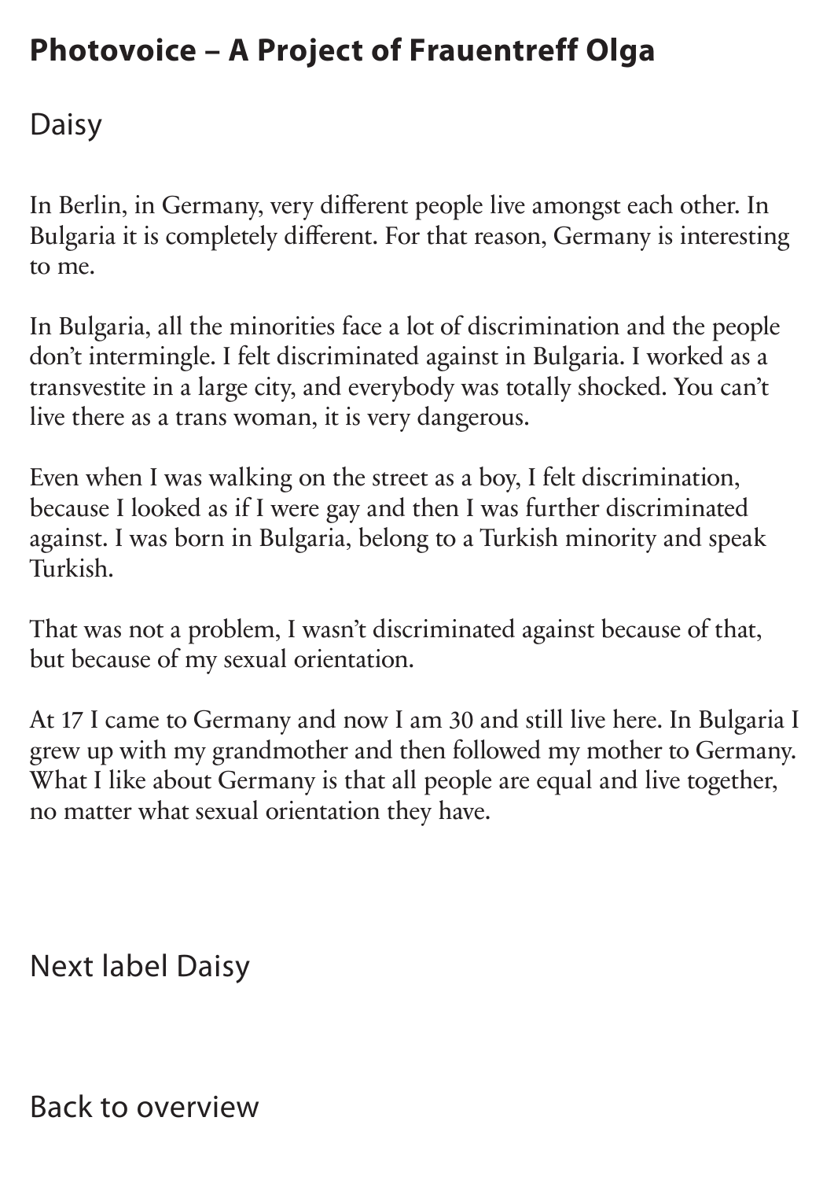# Photovoice – A Project of Frauentreff Olga

## Daisy

In Berlin, in Germany, very different people live amongst each other. In Bulgaria it is completely different. For that reason, Germany is interesting to me.

In Bulgaria, all the minorities face a lot of discrimination and the people don't intermingle. I felt discriminated against in Bulgaria. I worked as a transvestite in a large city, and everybody was totally shocked. You can't live there as a trans woman, it is very dangerous.

Even when I was walking on the street as a boy, I felt discrimination, because I looked as if I were gay and then I was further discriminated against. I was born in Bulgaria, belong to a Turkish minority and speak Turkish.

That was not a problem, I wasn't discriminated against because of that, but because of my sexual orientation.

At 17 I came to Germany and now I am 30 and still live here. In Bulgaria I grew up with my grandmother and then followed my mother to Germany. What I like about Germany is that all people are equal and live together, no matter what sexual orientation they have.

Next label Daisy

Back to overview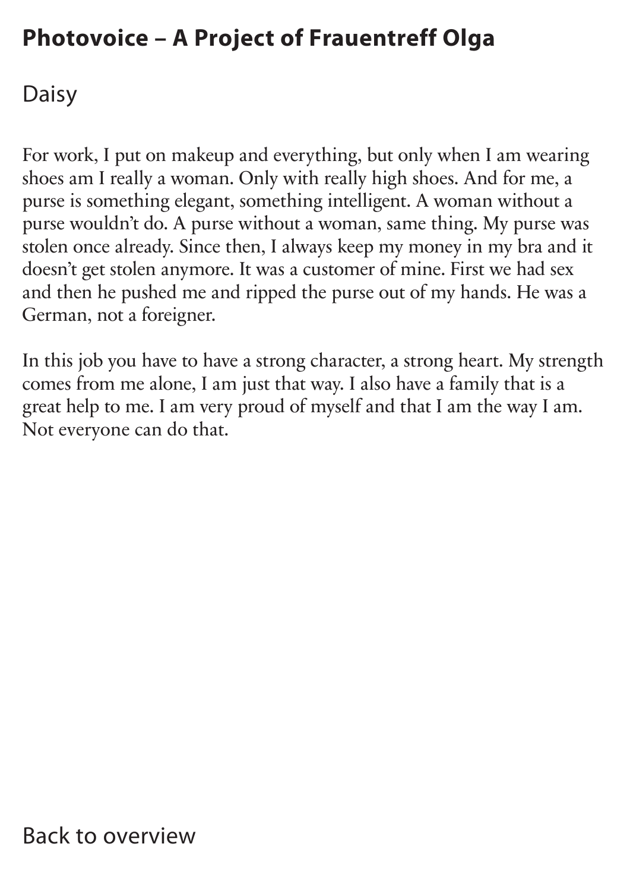# Photovoice – A Project of Frauentreff Olga

## Daisy

For work, I put on makeup and everything, but only when I am wearing shoes am I really a woman. Only with really high shoes. And for me, a purse is something elegant, something intelligent. A woman without a purse wouldn't do. A purse without a woman, same thing. My purse was stolen once already. Since then, I always keep my money in my bra and it doesn't get stolen anymore. It was a customer of mine. First we had sex and then he pushed me and ripped the purse out of my hands. He was a German, not a foreigner.

In this job you have to have a strong character, a strong heart. My strength comes from me alone, I am just that way. I also have a family that is a great help to me. I am very proud of myself and that I am the way I am. Not everyone can do that.

Back to overview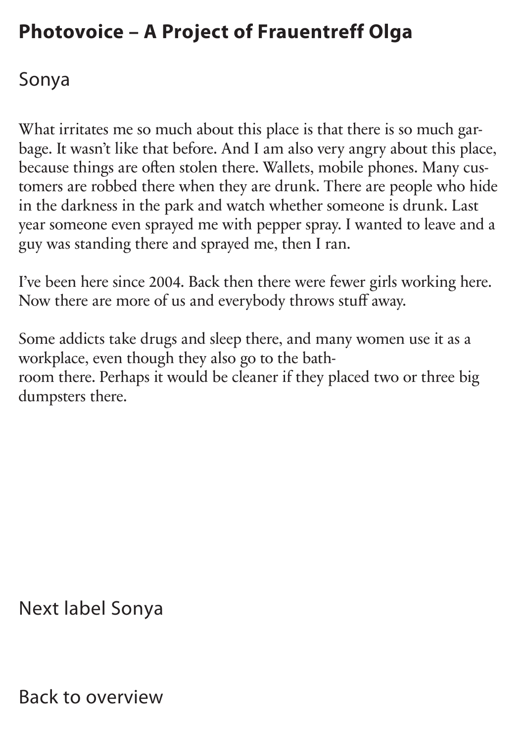# Photovoice – A Project of Frauentreff Olga

## Sonya

What irritates me so much about this place is that there is so much garbage. It wasn't like that before. And I am also very angry about this place, because things are often stolen there. Wallets, mobile phones. Many customers are robbed there when they are drunk. There are people who hide in the darkness in the park and watch whether someone is drunk. Last year someone even sprayed me with pepper spray. I wanted to leave and a guy was standing there and sprayed me, then I ran.

I've been here since 2004. Back then there were fewer girls working here. Now there are more of us and everybody throws stuff away.

Some addicts take drugs and sleep there, and many women use it as a workplace, even though they also go to the bathroom there. Perhaps it would be cleaner if they placed two or three big dumpsters there.

Next label Sonya

Back to overview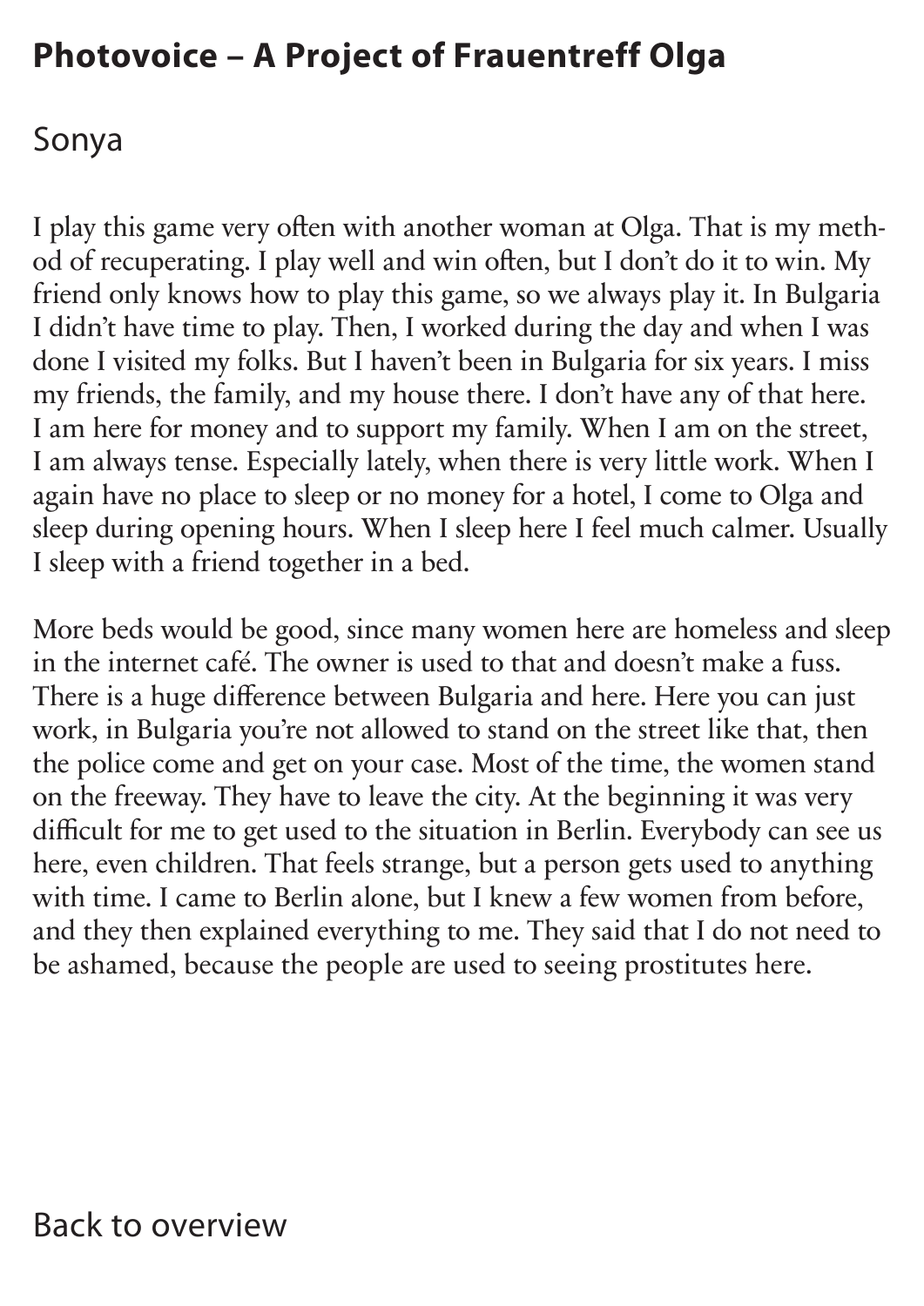# Photovoice – A Project of Frauentreff Olga

## Sonya

I play this game very often with another woman at Olga. That is my method of recuperating. I play well and win often, but I don't do it to win. My friend only knows how to play this game, so we always play it. In Bulgaria I didn't have time to play. Then, I worked during the day and when I was done I visited my folks. But I haven't been in Bulgaria for six years. I miss my friends, the family, and my house there. I don't have any of that here. I am here for money and to support my family. When I am on the street, I am always tense. Especially lately, when there is very little work. When I again have no place to sleep or no money for a hotel, I come to Olga and sleep during opening hours. When I sleep here I feel much calmer. Usually I sleep with a friend together in a bed.

More beds would be good, since many women here are homeless and sleep in the internet café. The owner is used to that and doesn't make a fuss. There is a huge difference between Bulgaria and here. Here you can just work, in Bulgaria you're not allowed to stand on the street like that, then the police come and get on your case. Most of the time, the women stand on the freeway. They have to leave the city. At the beginning it was very difficult for me to get used to the situation in Berlin. Everybody can see us here, even children. That feels strange, but a person gets used to anything with time. I came to Berlin alone, but I knew a few women from before, and they then explained everything to me. They said that I do not need to be ashamed, because the people are used to seeing prostitutes here.

Back to overview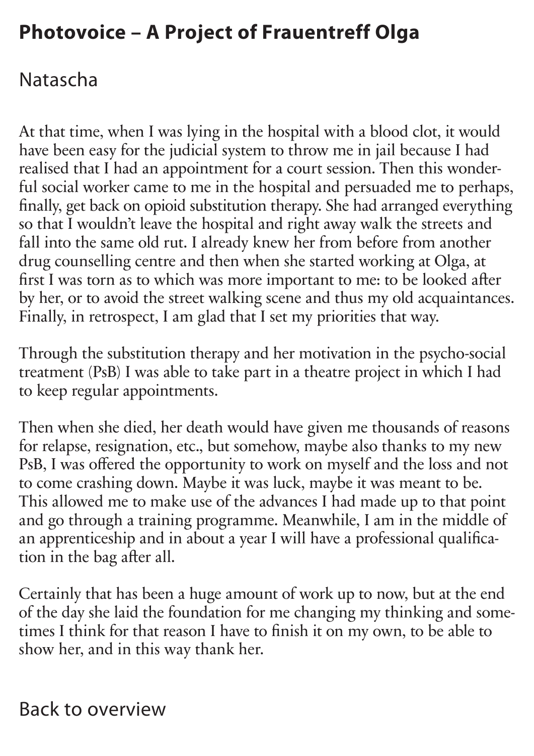# Photovoice – A Project of Frauentreff Olga

## Natascha

At that time, when I was lying in the hospital with a blood clot, it would have been easy for the judicial system to throw me in jail because I had realised that I had an appointment for a court session. Then this wonderful social worker came to me in the hospital and persuaded me to perhaps, finally, get back on opioid substitution therapy. She had arranged everything so that I wouldn't leave the hospital and right away walk the streets and fall into the same old rut. I already knew her from before from another drug counselling centre and then when she started working at Olga, at first I was torn as to which was more important to me: to be looked after by her, or to avoid the street walking scene and thus my old acquaintances. Finally, in retrospect, I am glad that I set my priorities that way.

Through the substitution therapy and her motivation in the psycho-social treatment (PsB) I was able to take part in a theatre project in which I had to keep regular appointments.

Then when she died, her death would have given me thousands of reasons for relapse, resignation, etc., but somehow, maybe also thanks to my new PsB, I was offered the opportunity to work on myself and the loss and not to come crashing down. Maybe it was luck, maybe it was meant to be. This allowed me to make use of the advances I had made up to that point and go through a training programme. Meanwhile, I am in the middle of an apprenticeship and in about a year I will have a professional qualification in the bag after all.

Certainly that has been a huge amount of work up to now, but at the end of the day she laid the foundation for me changing my thinking and sometimes I think for that reason I have to finish it on my own, to be able to show her, and in this way thank her.

Back to overview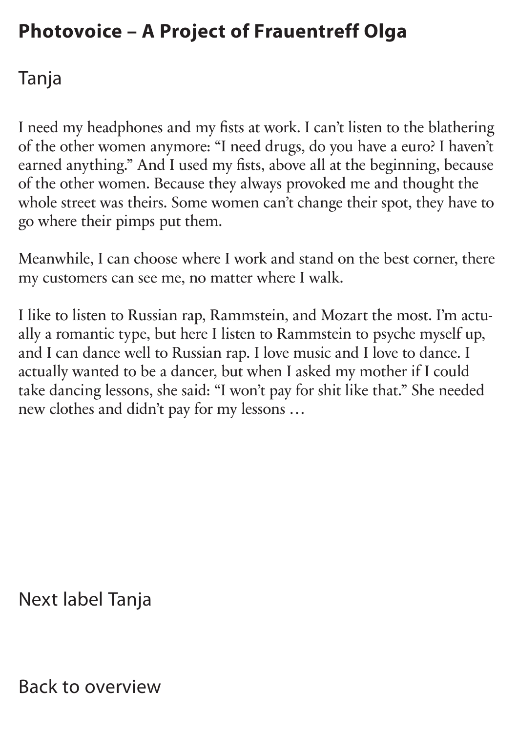# Photovoice – A Project of Frauentreff Olga

## Tanja

I need my headphones and my fists at work. I can't listen to the blathering of the other women anymore: "I need drugs, do you have a euro? I haven't earned anything." And I used my fists, above all at the beginning, because of the other women. Because they always provoked me and thought the whole street was theirs. Some women can't change their spot, they have to go where their pimps put them.

Meanwhile, I can choose where I work and stand on the best corner, there my customers can see me, no matter where I walk.

I like to listen to Russian rap, Rammstein, and Mozart the most. I'm actually a romantic type, but here I listen to Rammstein to psyche myself up, and I can dance well to Russian rap. I love music and I love to dance. I actually wanted to be a dancer, but when I asked my mother if I could take dancing lessons, she said: "I won't pay for shit like that." She needed new clothes and didn't pay for my lessons …

Next label Tanja

Back to overview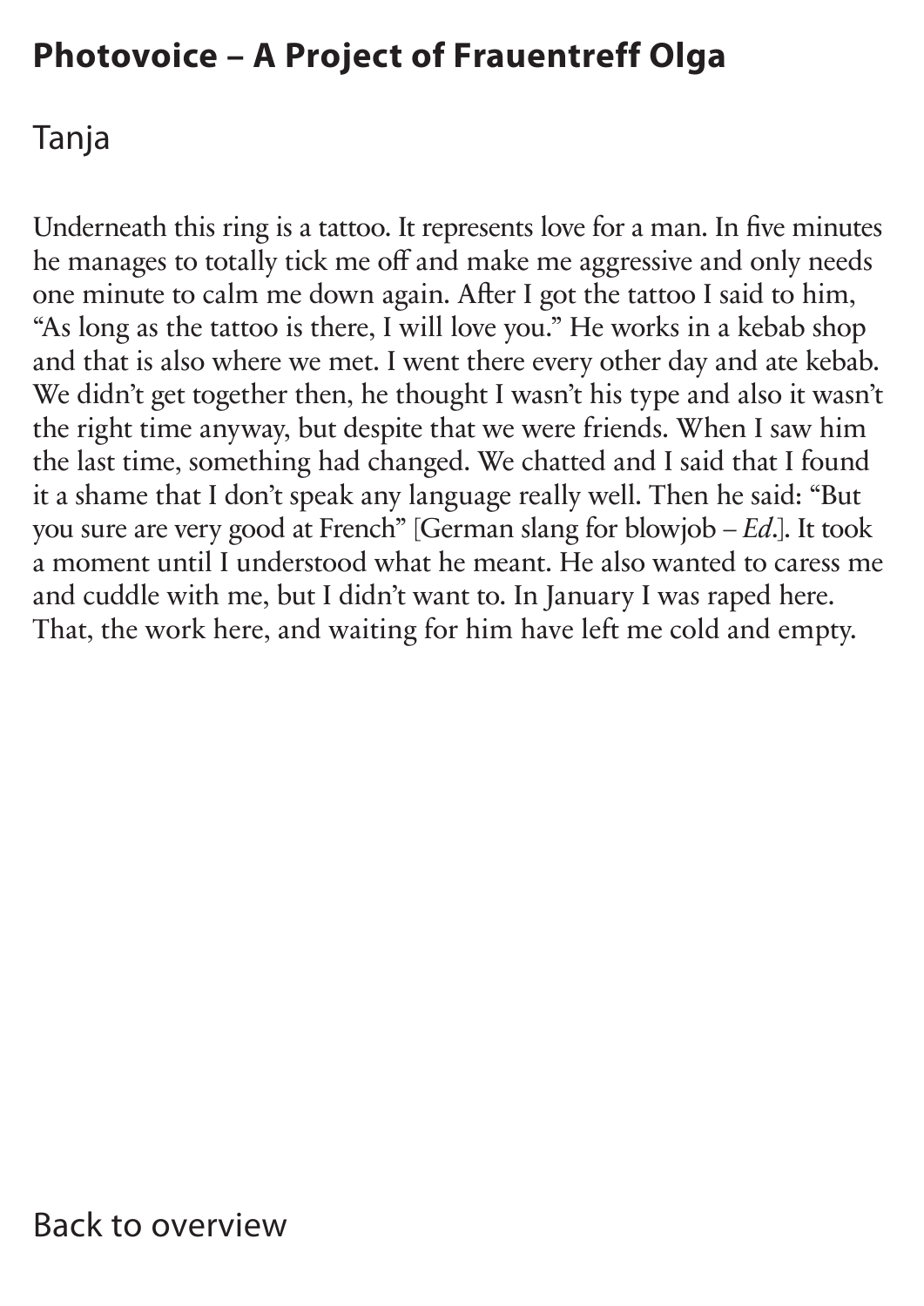# Photovoice – A Project of Frauentreff Olga

## Tanja

Underneath this ring is a tattoo. It represents love for a man. In five minutes he manages to totally tick me off and make me aggressive and only needs one minute to calm me down again. After I got the tattoo I said to him, "As long as the tattoo is there, I will love you." He works in a kebab shop and that is also where we met. I went there every other day and ate kebab. We didn't get together then, he thought I wasn't his type and also it wasn't the right time anyway, but despite that we were friends. When I saw him the last time, something had changed. We chatted and I said that I found it a shame that I don't speak any language really well. Then he said: "But you sure are very good at French" [German slang for blowjob – *Ed*.]. It took a moment until I understood what he meant. He also wanted to caress me and cuddle with me, but I didn't want to. In January I was raped here. That, the work here, and waiting for him have left me cold and empty.

Back to overview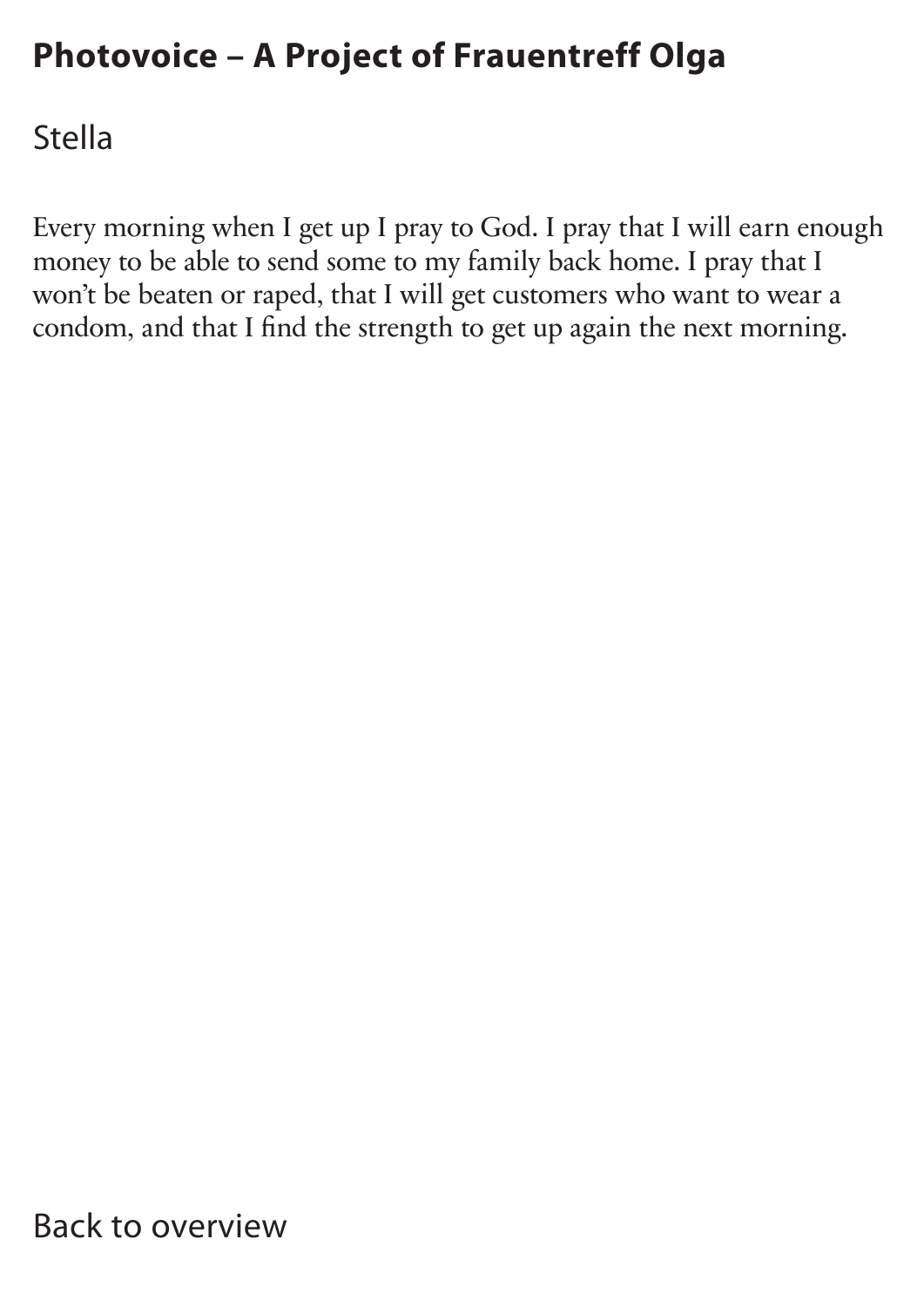# Photovoice – A Project of Frauentreff Olga

## Stella

Every morning when I get up I pray to God. I pray that I will earn enough money to be able to send some to my family back home. I pray that I won't be beaten or raped, that I will get customers who want to wear a condom, and that I find the strength to get up again the next morning.

Back to overview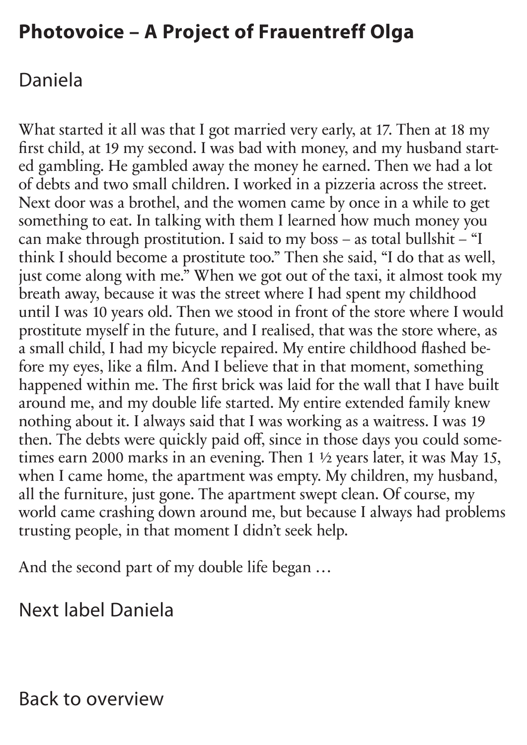# Photovoice – A Project of Frauentreff Olga

## Daniela

What started it all was that I got married very early, at 17. Then at 18 my first child, at 19 my second. I was bad with money, and my husband started gambling. He gambled away the money he earned. Then we had a lot of debts and two small children. I worked in a pizzeria across the street. Next door was a brothel, and the women came by once in a while to get something to eat. In talking with them I learned how much money you can make through prostitution. I said to my boss – as total bullshit – "I think I should become a prostitute too." Then she said, "I do that as well, just come along with me." When we got out of the taxi, it almost took my breath away, because it was the street where I had spent my childhood until I was 10 years old. Then we stood in front of the store where I would prostitute myself in the future, and I realised, that was the store where, as a small child, I had my bicycle repaired. My entire childhood flashed before my eyes, like a film. And I believe that in that moment, something happened within me. The first brick was laid for the wall that I have built around me, and my double life started. My entire extended family knew nothing about it. I always said that I was working as a waitress. I was 19 then. The debts were quickly paid off, since in those days you could sometimes earn 2000 marks in an evening. Then 1 ½ years later, it was May 15, when I came home, the apartment was empty. My children, my husband, all the furniture, just gone. The apartment swept clean. Of course, my world came crashing down around me, but because I always had problems trusting people, in that moment I didn't seek help.

And the second part of my double life began …

Next label Daniela

Back to overview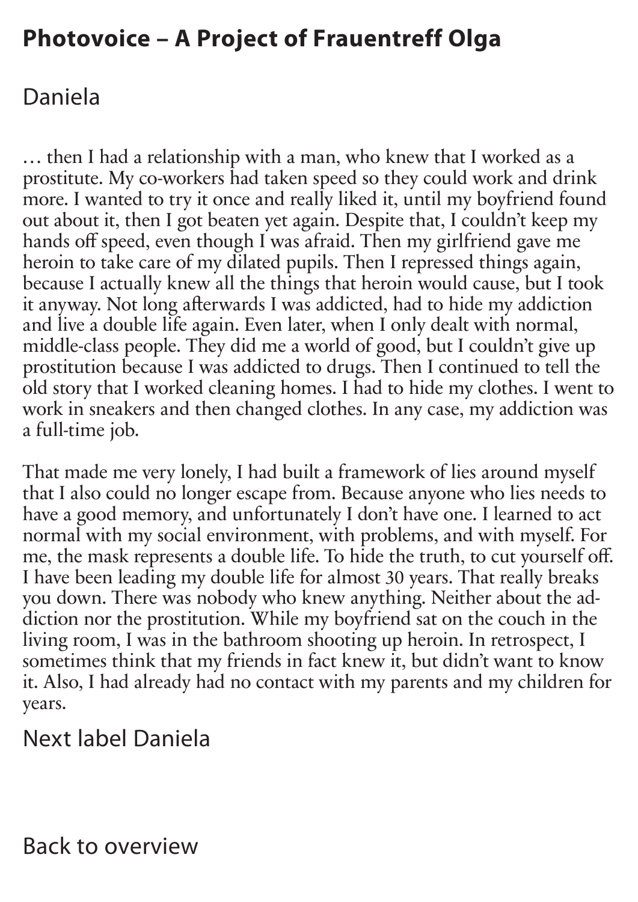# Photovoice – A Project of Frauentreff Olga

## Daniela

… then I had a relationship with a man, who knew that I worked as a prostitute. My co-workers had taken speed so they could work and drink more. I wanted to try it once and really liked it, until my boyfriend found out about it, then I got beaten yet again. Despite that, I couldn't keep my hands off speed, even though I was afraid. Then my girlfriend gave me heroin to take care of my dilated pupils. Then I repressed things again, because I actually knew all the things that heroin would cause, but I took it anyway. Not long afterwards I was addicted, had to hide my addiction and live a double life again. Even later, when I only dealt with normal, middle-class people. They did me a world of good, but I couldn't give up prostitution because I was addicted to drugs. Then I continued to tell the old story that I worked cleaning homes. I had to hide my clothes. I went to work in sneakers and then changed clothes. In any case, my addiction was a full-time job.

That made me very lonely, I had built a framework of lies around myself that I also could no longer escape from. Because anyone who lies needs to have a good memory, and unfortunately I don't have one. I learned to act normal with my social environment, with problems, and with myself. For me, the mask represents a double life. To hide the truth, to cut yourself off. I have been leading my double life for almost 30 years. That really breaks you down. There was nobody who knew anything. Neither about the addiction nor the prostitution. While my boyfriend sat on the couch in the living room, I was in the bathroom shooting up heroin. In retrospect, I sometimes think that my friends in fact knew it, but didn't want to know it. Also, I had already had no contact with my parents and my children for years.

Next label Daniela

Back to overview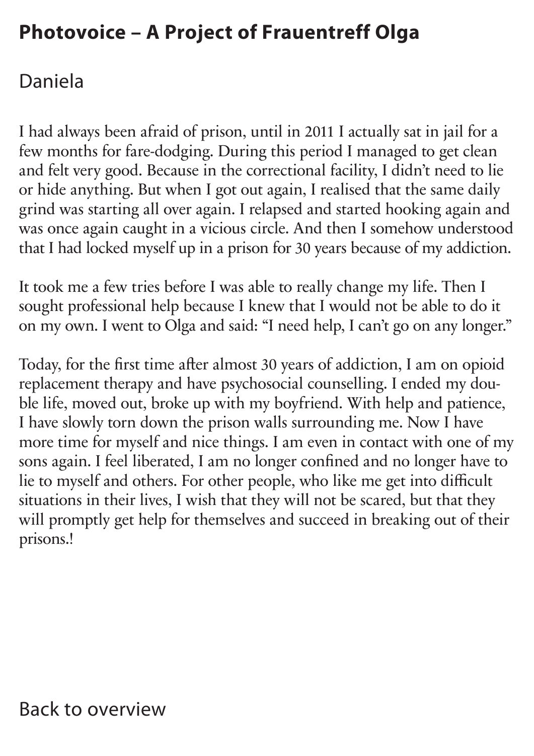# Photovoice – A Project of Frauentreff Olga

## Daniela

I had always been afraid of prison, until in 2011 I actually sat in jail for a few months for fare-dodging. During this period I managed to get clean and felt very good. Because in the correctional facility, I didn't need to lie or hide anything. But when I got out again, I realised that the same daily grind was starting all over again. I relapsed and started hooking again and was once again caught in a vicious circle. And then I somehow understood that I had locked myself up in a prison for 30 years because of my addiction.

It took me a few tries before I was able to really change my life. Then I sought professional help because I knew that I would not be able to do it on my own. I went to Olga and said: "I need help, I can't go on any longer."

Today, for the first time after almost 30 years of addiction, I am on opioid replacement therapy and have psychosocial counselling. I ended my double life, moved out, broke up with my boyfriend. With help and patience, I have slowly torn down the prison walls surrounding me. Now I have more time for myself and nice things. I am even in contact with one of my sons again. I feel liberated, I am no longer confined and no longer have to lie to myself and others. For other people, who like me get into difficult situations in their lives, I wish that they will not be scared, but that they will promptly get help for themselves and succeed in breaking out of their prisons.!

Back to overview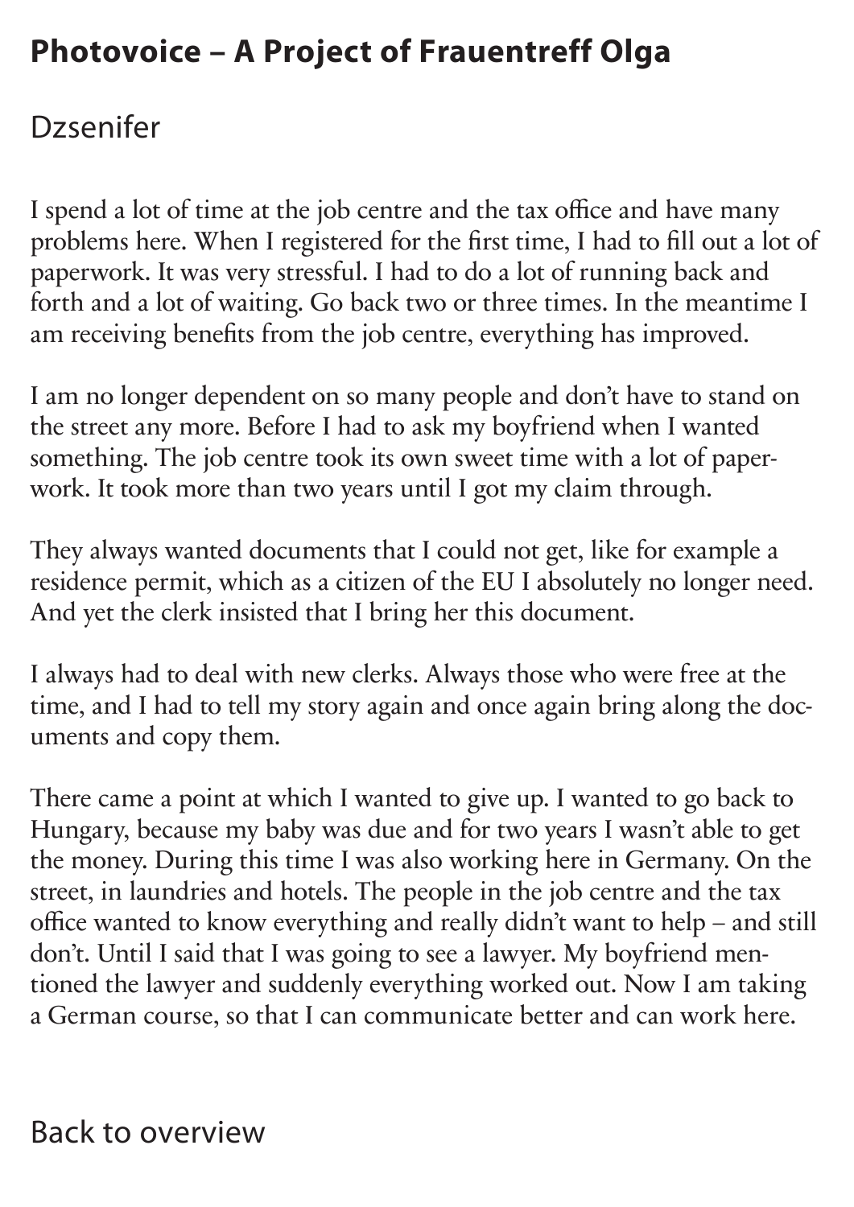# Photovoice – A Project of Frauentreff Olga

## Dzsenifer

I spend a lot of time at the job centre and the tax office and have many problems here. When I registered for the first time, I had to fill out a lot of paperwork. It was very stressful. I had to do a lot of running back and forth and a lot of waiting. Go back two or three times. In the meantime I am receiving benefits from the job centre, everything has improved.

I am no longer dependent on so many people and don't have to stand on the street any more. Before I had to ask my boyfriend when I wanted something. The job centre took its own sweet time with a lot of paperwork. It took more than two years until I got my claim through.

They always wanted documents that I could not get, like for example a residence permit, which as a citizen of the EU I absolutely no longer need. And yet the clerk insisted that I bring her this document.

I always had to deal with new clerks. Always those who were free at the time, and I had to tell my story again and once again bring along the documents and copy them.

There came a point at which I wanted to give up. I wanted to go back to Hungary, because my baby was due and for two years I wasn't able to get the money. During this time I was also working here in Germany. On the street, in laundries and hotels. The people in the job centre and the tax office wanted to know everything and really didn't want to help – and still don't. Until I said that I was going to see a lawyer. My boyfriend mentioned the lawyer and suddenly everything worked out. Now I am taking a German course, so that I can communicate better and can work here.

Back to overview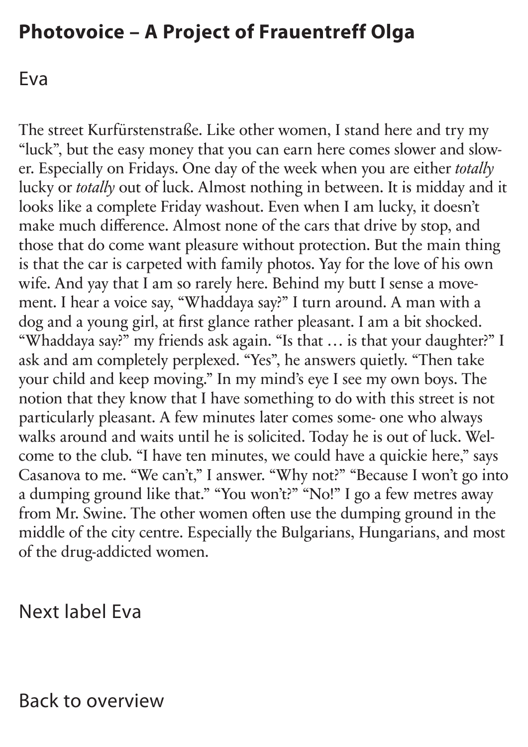# Photovoice – A Project of Frauentreff Olga

## Eva

The street Kurfürstenstraße. Like other women, I stand here and try my "luck", but the easy money that you can earn here comes slower and slower. Especially on Fridays. One day of the week when you are either *totally* lucky or *totally* out of luck. Almost nothing in between. It is midday and it looks like a complete Friday washout. Even when I am lucky, it doesn't make much difference. Almost none of the cars that drive by stop, and those that do come want pleasure without protection. But the main thing is that the car is carpeted with family photos. Yay for the love of his own wife. And yay that I am so rarely here. Behind my butt I sense a movement. I hear a voice say, "Whaddaya say?" I turn around. A man with a dog and a young girl, at first glance rather pleasant. I am a bit shocked. "Whaddaya say?" my friends ask again. "Is that … is that your daughter?" I ask and am completely perplexed. "Yes", he answers quietly. "Then take your child and keep moving." In my mind's eye I see my own boys. The notion that they know that I have something to do with this street is not particularly pleasant. A few minutes later comes some- one who always walks around and waits until he is solicited. Today he is out of luck. Welcome to the club. "I have ten minutes, we could have a quickie here," says Casanova to me. "We can't," I answer. "Why not?" "Because I won't go into a dumping ground like that." "You won't?" "No!" I go a few metres away from Mr. Swine. The other women often use the dumping ground in the middle of the city centre. Especially the Bulgarians, Hungarians, and most of the drug-addicted women.

Next label Eva

Back to overview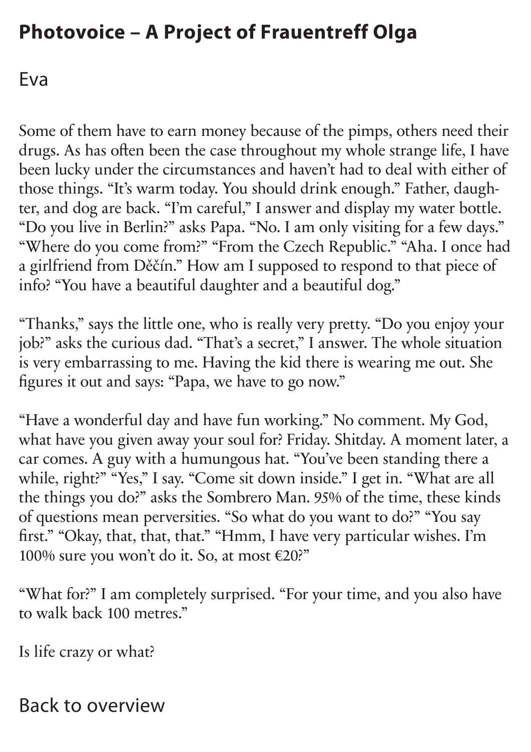# Photovoice – A Project of Frauentreff Olga

## Eva

Some of them have to earn money because of the pimps, others need their drugs. As has often been the case throughout my whole strange life, I have been lucky under the circumstances and haven't had to deal with either of those things. "It's warm today. You should drink enough." Father, daughter, and dog are back. "I'm careful," I answer and display my water bottle. "Do you live in Berlin?" asks Papa. "No. I am only visiting for a few days." "Where do you come from?" "From the Czech Republic." "Aha. I once had a girlfriend from Děčín." How am I supposed to respond to that piece of info? "You have a beautiful daughter and a beautiful dog."

"Thanks," says the little one, who is really very pretty. "Do you enjoy your job?" asks the curious dad. "That's a secret," I answer. The whole situation is very embarrassing to me. Having the kid there is wearing me out. She figures it out and says: "Papa, we have to go now."

"Have a wonderful day and have fun working." No comment. My God, what have you given away your soul for? Friday. Shitday. A moment later, a car comes. A guy with a humungous hat. "You've been standing there a while, right?" "Yes," I say. "Come sit down inside." I get in. "What are all the things you do?" asks the Sombrero Man. 95% of the time, these kinds of questions mean perversities. "So what do you want to do?" "You say first." "Okay, that, that, that." "Hmm, I have very particular wishes. I'm 100% sure you won't do it. So, at most €20?"

"What for?" I am completely surprised. "For your time, and you also have to walk back 100 metres."

Is life crazy or what?

Back to overview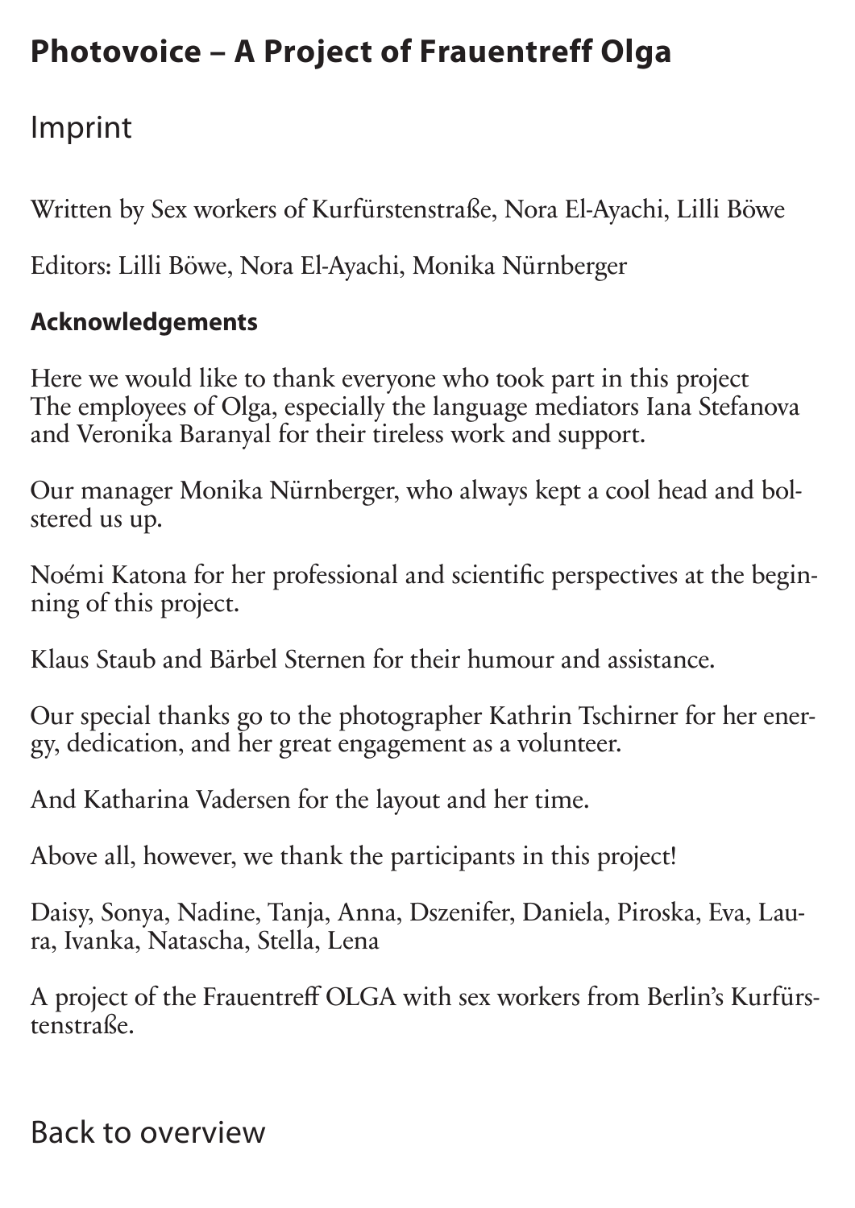# Photovoice – A Project of Frauentreff Olga

## Imprint

Written by Sex workers of Kurfürstenstraße, Nora El-Ayachi, Lilli Böwe

Editors: Lilli Böwe, Nora El-Ayachi, Monika Nürnberger

### Acknowledgements

Here we would like to thank everyone who took part in this project
The employees of Olga, especially the language mediators Iana Stefanova and Veronika Baranyal for their tireless work and support.

Our manager Monika Nürnberger, who always kept a cool head and bolstered us up.

Noémi Katona for her professional and scientific perspectives at the beginning of this project.

Klaus Staub and Bärbel Sternen for their humour and assistance.

Our special thanks go to the photographer Kathrin Tschirner for her energy, dedication, and her great engagement as a volunteer.

And Katharina Vadersen for the layout and her time.

Above all, however, we thank the participants in this project!

Daisy, Sonya, Nadine, Tanja, Anna, Dszenifer, Daniela, Piroska, Eva, Laura, Ivanka, Natascha, Stella, Lena

A project of the Frauentreff OLGA with sex workers from Berlin's Kurfürstenstraße.

Back to overview